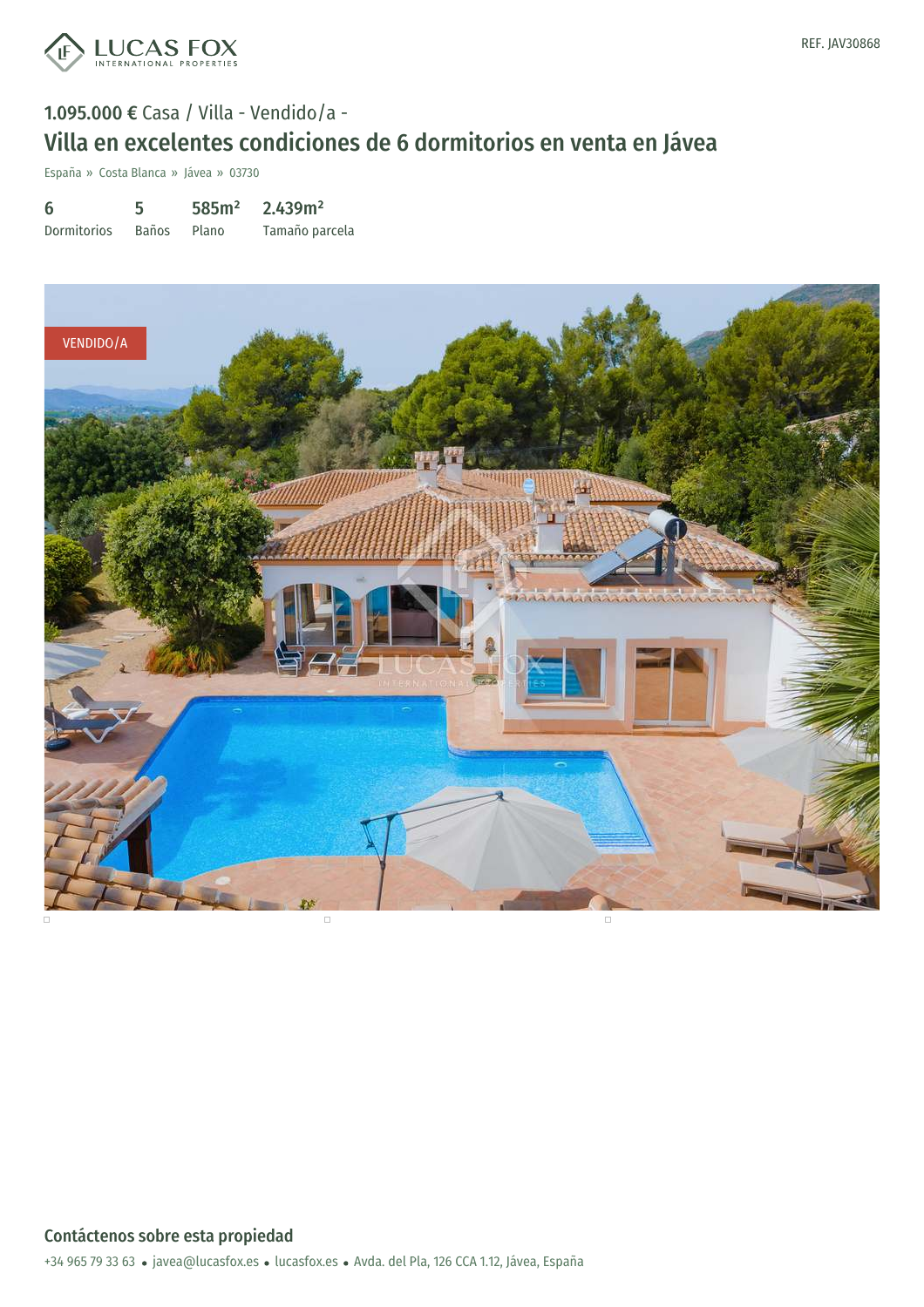REF. JAV30868

**1.095.000 €** Casa / Villa - Vendido/a -

# Villa en excelentes condiciones de 6 dormitorios en venta en Jávea

España » Costa Blanca » Jávea » 03730

| 6 | 5 | 585m² | 2.439m² |
|---|---|---|---|
| Dormitorios | Baños | Plano | Tamaño parcela |

VENDIDO/A

## Contáctenos sobre esta propiedad

+34 965 79 33 63 • javea@lucasfox.es • lucasfox.es • Avda. del Pla, 126 CCA 1.12, Jávea, España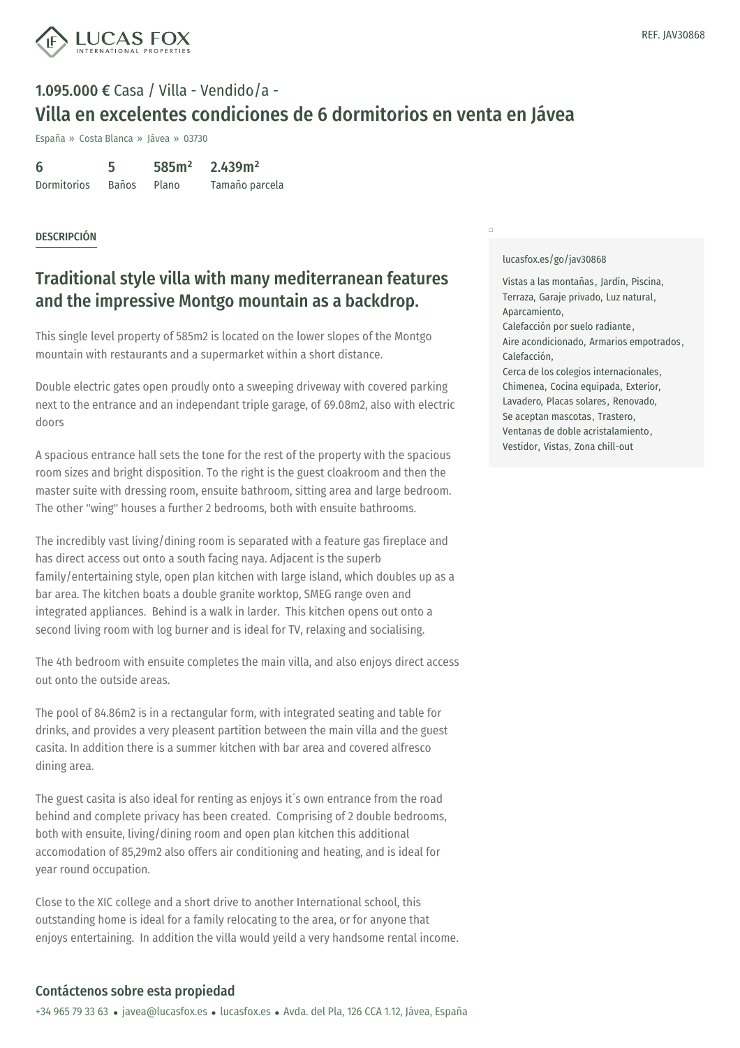REF. JAV30868

**1.095.000 €** Casa / Villa - Vendido/a -

# Villa en excelentes condiciones de 6 dormitorios en venta en Jávea

España » Costa Blanca » Jávea » 03730

| 6 | 5 | 585m² | 2.439m² |
|---|---|---|---|
| Dormitorios | Baños | Plano | Tamaño parcela |

DESCRIPCIÓN

## Traditional style villa with many mediterranean features and the impressive Montgo mountain as a backdrop.

This single level property of 585m2 is located on the lower slopes of the Montgo mountain with restaurants and a supermarket within a short distance.

Double electric gates open proudly onto a sweeping driveway with covered parking next to the entrance and an independant triple garage, of 69.08m2, also with electric doors

A spacious entrance hall sets the tone for the rest of the property with the spacious room sizes and bright disposition. To the right is the guest cloakroom and then the master suite with dressing room, ensuite bathroom, sitting area and large bedroom. The other "wing" houses a further 2 bedrooms, both with ensuite bathrooms.

The incredibly vast living/dining room is separated with a feature gas fireplace and has direct access out onto a south facing naya. Adjacent is the superb family/entertaining style, open plan kitchen with large island, which doubles up as a bar area. The kitchen boats a double granite worktop, SMEG range oven and integrated appliances. Behind is a walk in larder. This kitchen opens out onto a second living room with log burner and is ideal for TV, relaxing and socialising.

The 4th bedroom with ensuite completes the main villa, and also enjoys direct access out onto the outside areas.

The pool of 84.86m2 is in a rectangular form, with integrated seating and table for drinks, and provides a very pleasent partition between the main villa and the guest casita. In addition there is a summer kitchen with bar area and covered alfresco dining area.

The guest casita is also ideal for renting as enjoys it´s own entrance from the road behind and complete privacy has been created. Comprising of 2 double bedrooms, both with ensuite, living/dining room and open plan kitchen this additional accomodation of 85,29m2 also offers air conditioning and heating, and is ideal for year round occupation.

Close to the XIC college and a short drive to another International school, this outstanding home is ideal for a family relocating to the area, or for anyone that enjoys entertaining. In addition the villa would yeild a very handsome rental income.

lucasfox.es/go/jav30868

Vistas a las montañas, Jardín, Piscina, Terraza, Garaje privado, Luz natural, Aparcamiento, Calefacción por suelo radiante, Aire acondicionado, Armarios empotrados, Calefacción, Cerca de los colegios internacionales, Chimenea, Cocina equipada, Exterior, Lavadero, Placas solares, Renovado, Se aceptan mascotas, Trastero, Ventanas de doble acristalamiento, Vestidor, Vistas, Zona chill-out

## Contáctenos sobre esta propiedad

+34 965 79 33 63 • javea@lucasfox.es • lucasfox.es • Avda. del Pla, 126 CCA 1.12, Jávea, España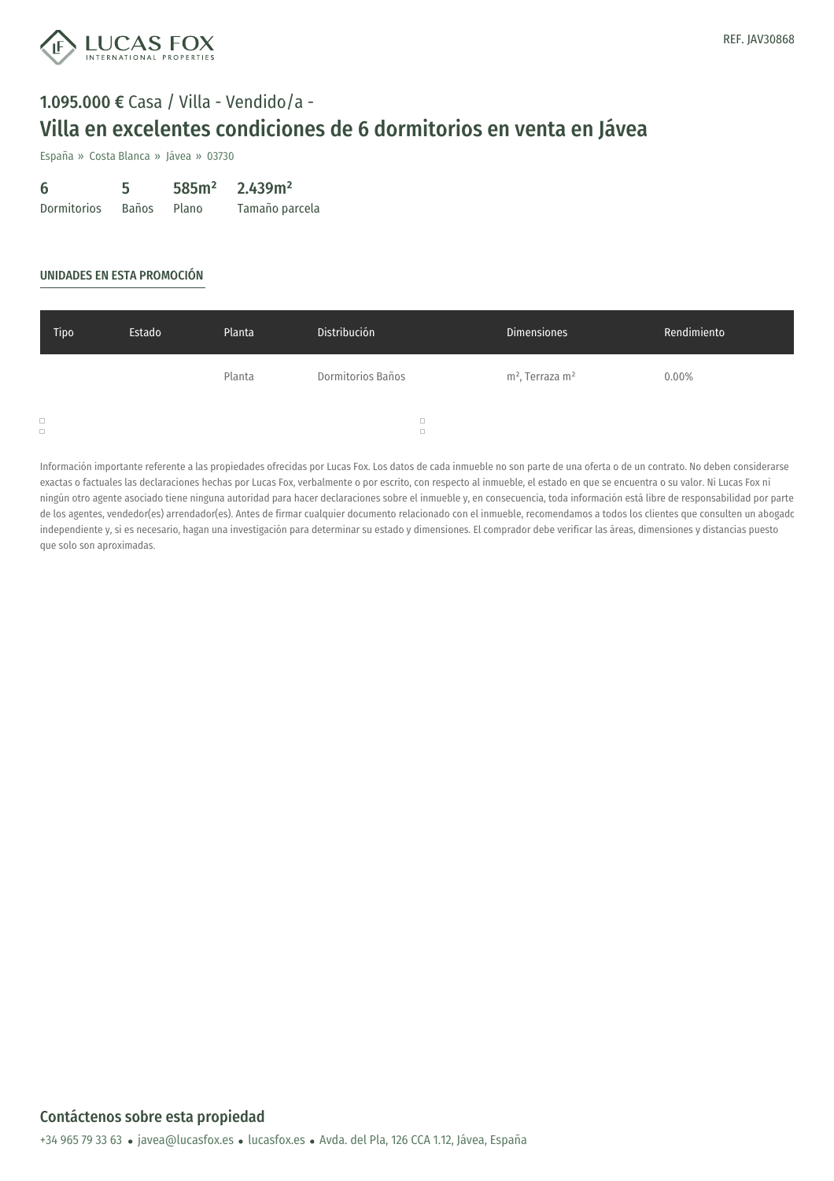REF. JAV30868

**1.095.000 €** Casa / Villa - Vendido/a -

# Villa en excelentes condiciones de 6 dormitorios en venta en Jávea

España » Costa Blanca » Jávea » 03730

| 6 | 5 | 585m² | 2.439m² |
|---|---|---|---|
| Dormitorios | Baños | Plano | Tamaño parcela |

## UNIDADES EN ESTA PROMOCIÓN

| Tipo | Estado | Planta | Distribución | Dimensiones | Rendimiento |
|---|---|---|---|---|---|
| | | Planta | Dormitorios Baños | m², Terraza m² | 0.00% |

Información importante referente a las propiedades ofrecidas por Lucas Fox. Los datos de cada inmueble no son parte de una oferta o de un contrato. No deben considerarse exactas o factuales las declaraciones hechas por Lucas Fox, verbalmente o por escrito, con respecto al inmueble, el estado en que se encuentra o su valor. Ni Lucas Fox ni ningún otro agente asociado tiene ninguna autoridad para hacer declaraciones sobre el inmueble y, en consecuencia, toda información está libre de responsabilidad por parte de los agentes, vendedor(es) arrendador(es). Antes de firmar cualquier documento relacionado con el inmueble, recomendamos a todos los clientes que consulten un abogado independiente y, si es necesario, hagan una investigación para determinar su estado y dimensiones. El comprador debe verificar las áreas, dimensiones y distancias puesto que solo son aproximadas.

## Contáctenos sobre esta propiedad

+34 965 79 33 63 • javea@lucasfox.es • lucasfox.es • Avda. del Pla, 126 CCA 1.12, Jávea, España